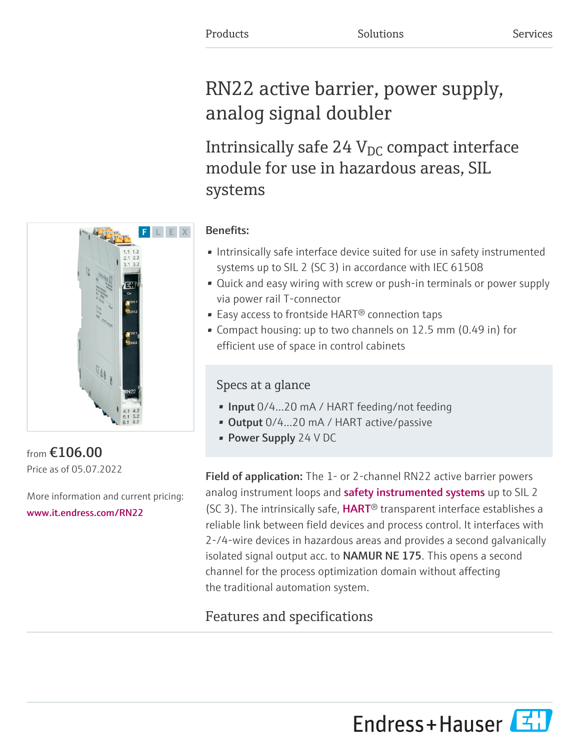Products Solutions Services

# RN22 active barrier, power supply, analog signal doubler

## Intrinsically safe 24 $V_{DC}$ compact interface module for use in hazardous areas, SIL systems

from **€106.00**
Price as of 05.07.2022

More information and current pricing:
www.it.endress.com/RN22

**Benefits:**

- Intrinsically safe interface device suited for use in safety instrumented systems up to SIL 2 (SC 3) in accordance with IEC 61508
- Quick and easy wiring with screw or push-in terminals or power supply via power rail T-connector
- Easy access to frontside HART® connection taps
- Compact housing: up to two channels on 12.5 mm (0.49 in) for efficient use of space in control cabinets

### Specs at a glance

- **Input** 0/4...20 mA / HART feeding/not feeding
- **Output** 0/4...20 mA / HART active/passive
- **Power Supply** 24 V DC

**Field of application:** The 1- or 2-channel RN22 active barrier powers analog instrument loops and safety instrumented systems up to SIL 2 (SC 3). The intrinsically safe, HART® transparent interface establishes a reliable link between field devices and process control. It interfaces with 2-/4-wire devices in hazardous areas and provides a second galvanically isolated signal output acc. to **NAMUR NE 175**. This opens a second channel for the process optimization domain without affecting the traditional automation system.

## Features and specifications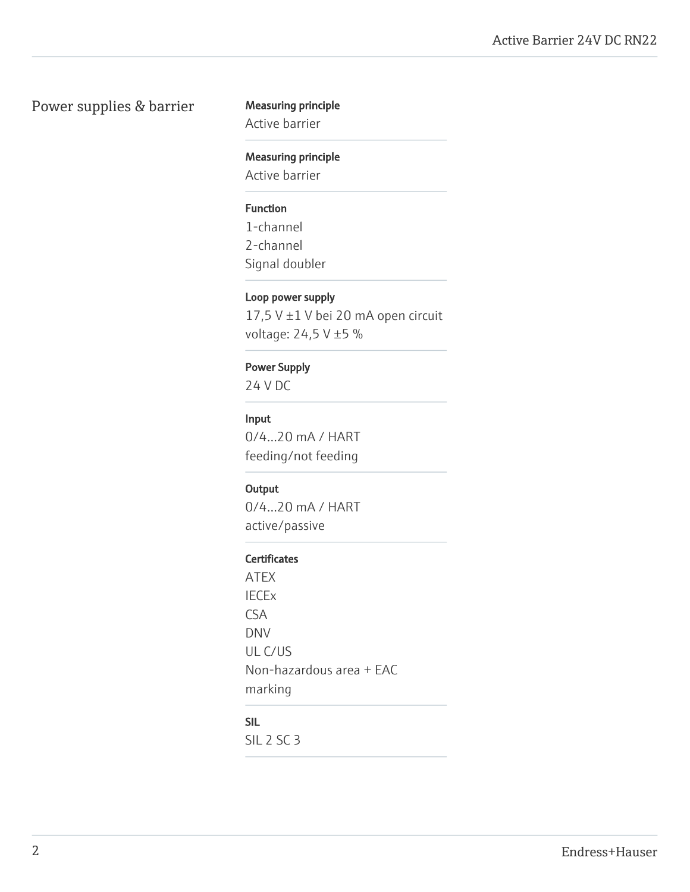## Power supplies & barrier

**Measuring principle**
Active barrier

**Measuring principle**
Active barrier

**Function**
1-channel
2-channel
Signal doubler

**Loop power supply**
17,5 V ±1 V bei 20 mA open circuit voltage: 24,5 V ±5 %

**Power Supply**
24 V DC

**Input**
0/4...20 mA / HART
feeding/not feeding

**Output**
0/4...20 mA / HART
active/passive

**Certificates**
ATEX
IECEx
CSA
DNV
UL C/US
Non-hazardous area + EAC marking

**SIL**
SIL 2 SC 3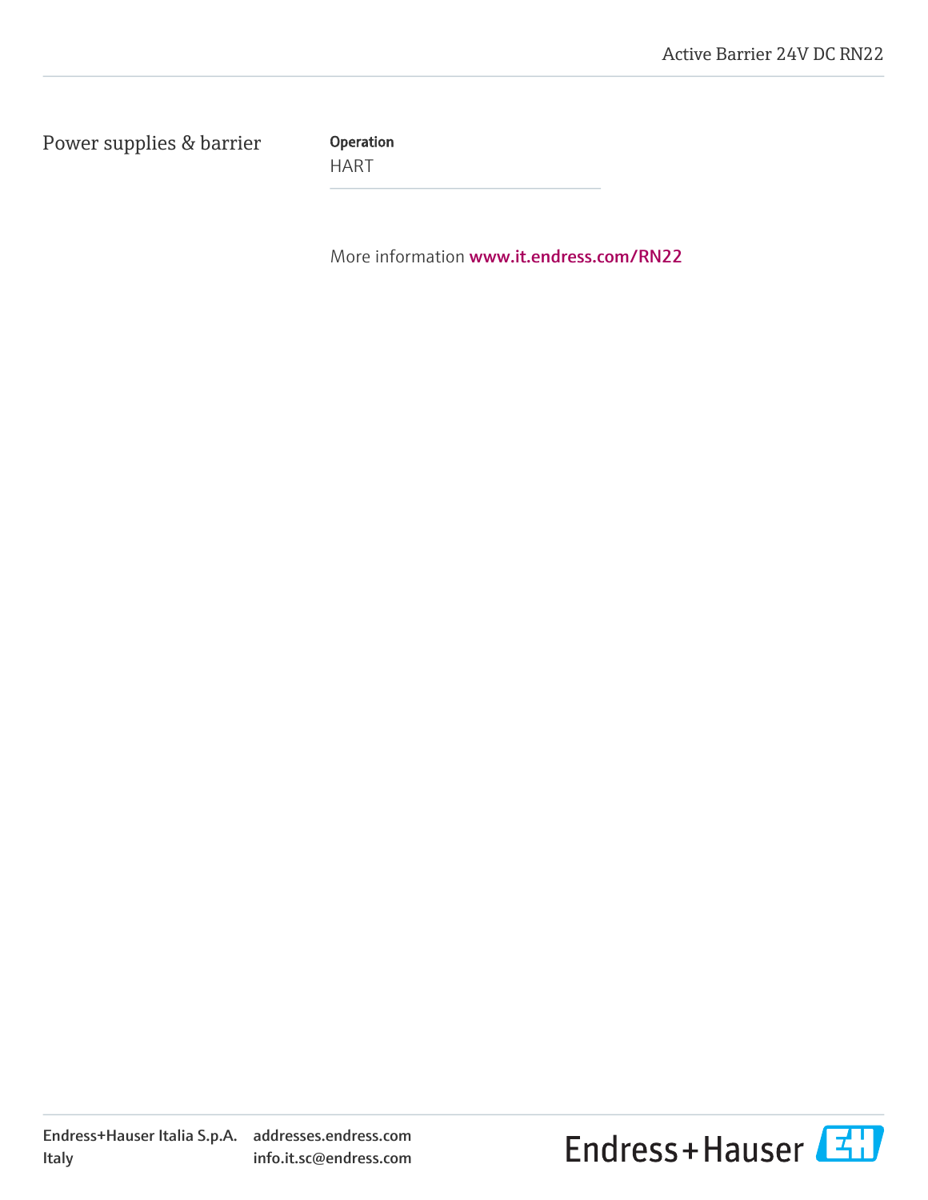Power supplies & barrier

**Operation**
HART

More information **www.it.endress.com/RN22**

Endress+Hauser Italia S.p.A.
Italy

addresses.endress.com
info.it.sc@endress.com